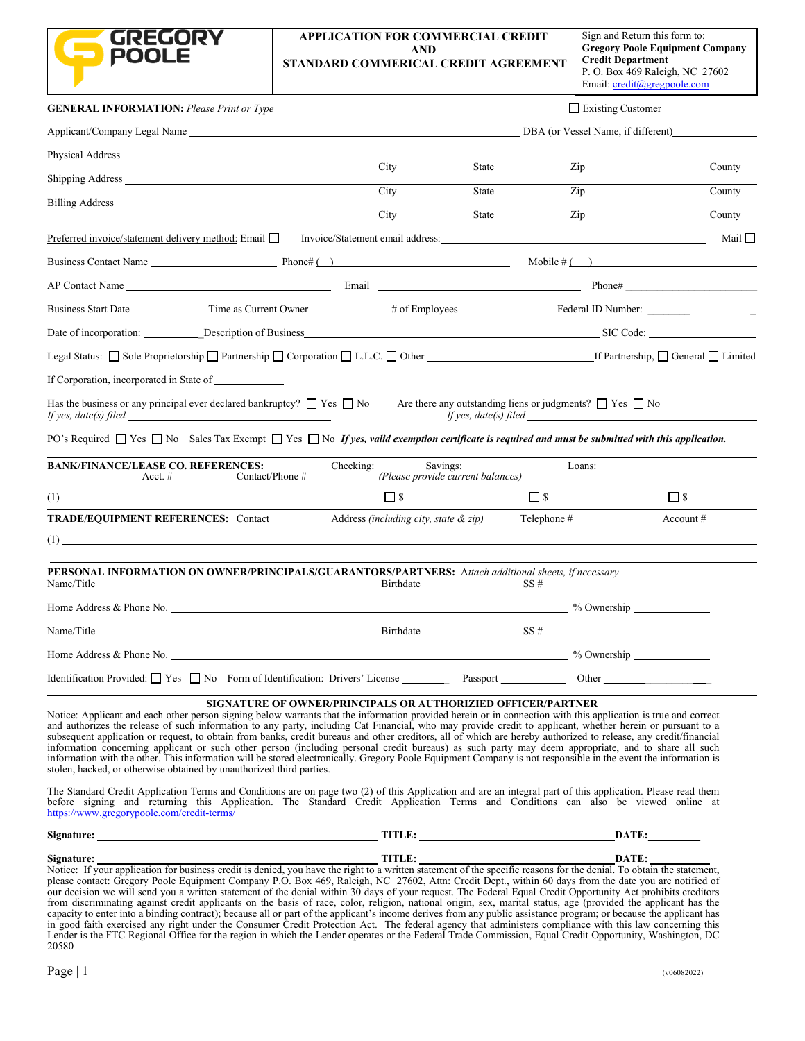GREGORY POOLE

# APPLICATION FOR COMMERCIAL CREDIT AND STANDARD COMMERICAL CREDIT AGREEMENT

Sign and Return this form to:
**Gregory Poole Equipment Company**
**Credit Department**
P. O. Box 469 Raleigh, NC 27602
Email: credit@gregpoole.com

**GENERAL INFORMATION:** *Please Print or Type* ☐ Existing Customer

Applicant/Company Legal Name ______________________ DBA (or Vessel Name, if different) ______________________

Physical Address ______________________
City State Zip County

Shipping Address ______________________
City State Zip County

Billing Address ______________________
City State Zip County

Preferred invoice/statement delivery method: Email ☐ Invoice/Statement email address: ______________________ Mail ☐

Business Contact Name ____________ Phone# ( ) ____________ Mobile # ( ) ____________

AP Contact Name ____________ Email ____________ Phone# ____________

Business Start Date ________ Time as Current Owner ________ # of Employees ________ Federal ID Number: ________

Date of incorporation: ________ Description of Business ______________________ SIC Code: ________

Legal Status: ☐ Sole Proprietorship ☐ Partnership ☐ Corporation ☐ L.L.C. ☐ Other ____________ If Partnership, ☐ General ☐ Limited

If Corporation, incorporated in State of ____________

Has the business or any principal ever declared bankruptcy? ☐ Yes ☐ No Are there any outstanding liens or judgments? ☐ Yes ☐ No
*If yes, date(s) filed* ____________ *If yes, date(s) filed* ____________

PO's Required ☐ Yes ☐ No Sales Tax Exempt ☐ Yes ☐ No ***If yes, valid exemption certificate is required and must be submitted with this application.***

**BANK/FINANCE/LEASE CO. REFERENCES:** Acct. # Contact/Phone # Checking:________ Savings:________ Loans:________ *(Please provide current balances)*

(1) ______________________ ☐ $ ________ ☐ $ ________ ☐ $ ________

**TRADE/EQUIPMENT REFERENCES:** Contact Address *(including city, state & zip)* Telephone # Account #

(1) ______________________

**PERSONAL INFORMATION ON OWNER/PRINCIPALS/GUARANTORS/PARTNERS:** *Attach additional sheets, if necessary*

Name/Title ______________________ Birthdate ____________ SS # ____________

Home Address & Phone No. ______________________ % Ownership ____________

Name/Title ______________________ Birthdate ____________ SS # ____________

Home Address & Phone No. ______________________ % Ownership ____________

Identification Provided: ☐ Yes ☐ No Form of Identification: Drivers' License ________ Passport ________ Other ________

## SIGNATURE OF OWNER/PRINCIPALS OR AUTHORIZIED OFFICER/PARTNER

Notice: Applicant and each other person signing below warrants that the information provided herein or in connection with this application is true and correct and authorizes the release of such information to any party, including Cat Financial, who may provide credit to applicant, whether herein or pursuant to a subsequent application or request, to obtain from banks, credit bureaus and other creditors, all of which are hereby authorized to release, any credit/financial information concerning applicant or such other person (including personal credit bureaus) as such party may deem appropriate, and to share all such information with the other. This information will be stored electronically. Gregory Poole Equipment Company is not responsible in the event the information is stolen, hacked, or otherwise obtained by unauthorized third parties.

The Standard Credit Application Terms and Conditions are on page two (2) of this Application and are an integral part of this application. Please read them before signing and returning this Application. The Standard Credit Application Terms and Conditions can also be viewed online at https://www.gregorypoole.com/credit-terms/

**Signature:** ______________________ **TITLE:** ______________________ **DATE:** ________

**Signature:** ______________________ **TITLE:** ______________________ **DATE:** ________

Notice: If your application for business credit is denied, you have the right to a written statement of the specific reasons for the denial. To obtain the statement, please contact: Gregory Poole Equipment Company P.O. Box 469, Raleigh, NC 27602, Attn: Credit Dept., within 60 days from the date you are notified of our decision we will send you a written statement of the denial within 30 days of your request. The Federal Equal Credit Opportunity Act prohibits creditors from discriminating against credit applicants on the basis of race, color, religion, national origin, sex, marital status, age (provided the applicant has the capacity to enter into a binding contract); because all or part of the applicant's income derives from any public assistance program; or because the applicant has in good faith exercised any right under the Consumer Credit Protection Act. The federal agency that administers compliance with this law concerning this Lender is the FTC Regional Office for the region in which the Lender operates or the Federal Trade Commission, Equal Credit Opportunity, Washington, DC 20580

(v06082022)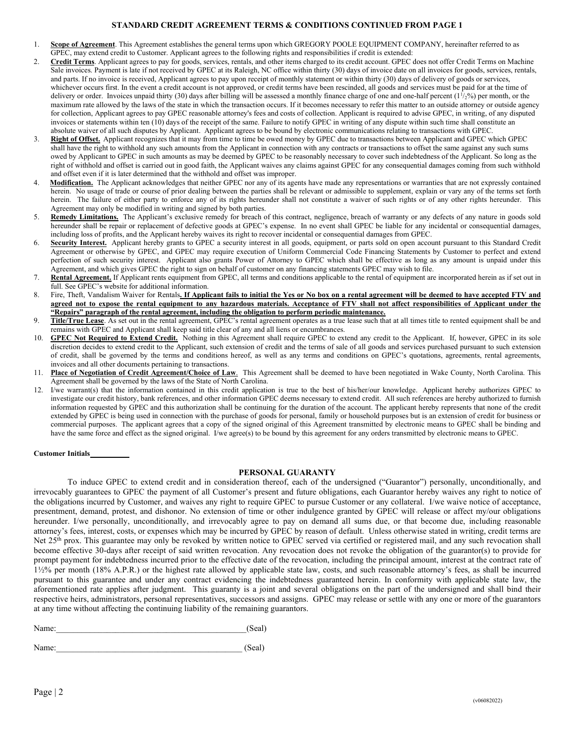## STANDARD CREDIT AGREEMENT TERMS & CONDITIONS CONTINUED FROM PAGE 1

1. **Scope of Agreement**. This Agreement establishes the general terms upon which GREGORY POOLE EQUIPMENT COMPANY, hereinafter referred to as GPEC, may extend credit to Customer. Applicant agrees to the following rights and responsibilities if credit is extended:
2. **Credit Terms**. Applicant agrees to pay for goods, services, rentals, and other items charged to its credit account. GPEC does not offer Credit Terms on Machine Sale invoices. Payment is late if not received by GPEC at its Raleigh, NC office within thirty (30) days of invoice date on all invoices for goods, services, rentals, and parts. If no invoice is received, Applicant agrees to pay upon receipt of monthly statement or within thirty (30) days of delivery of goods or services, whichever occurs first. In the event a credit account is not approved, or credit terms have been rescinded, all goods and services must be paid for at the time of delivery or order. Invoices unpaid thirty (30) days after billing will be assessed a monthly finance charge of one and one-half percent (1½%) per month, or the maximum rate allowed by the laws of the state in which the transaction occurs. If it becomes necessary to refer this matter to an outside attorney or outside agency for collection, Applicant agrees to pay GPEC reasonable attorney's fees and costs of collection. Applicant is required to advise GPEC, in writing, of any disputed invoices or statements within ten (10) days of the receipt of the same. Failure to notify GPEC in writing of any dispute within such time shall constitute an absolute waiver of all such disputes by Applicant. Applicant agrees to be bound by electronic communications relating to transactions with GPEC.
3. **Right of Offset.** Applicant recognizes that it may from time to time be owed money by GPEC due to transactions between Applicant and GPEC which GPEC shall have the right to withhold any such amounts from the Applicant in connection with any contracts or transactions to offset the same against any such sums owed by Applicant to GPEC in such amounts as may be deemed by GPEC to be reasonably necessary to cover such indebtedness of the Applicant. So long as the right of withhold and offset is carried out in good faith, the Applicant waives any claims against GPEC for any consequential damages coming from such withhold and offset even if it is later determined that the withhold and offset was improper.
4. **Modification.** The Applicant acknowledges that neither GPEC nor any of its agents have made any representations or warranties that are not expressly contained herein. No usage of trade or course of prior dealing between the parties shall be relevant or admissible to supplement, explain or vary any of the terms set forth herein. The failure of either party to enforce any of its rights hereunder shall not constitute a waiver of such rights or of any other rights hereunder. This Agreement may only be modified in writing and signed by both parties.
5. **Remedy Limitations.** The Applicant's exclusive remedy for breach of this contract, negligence, breach of warranty or any defects of any nature in goods sold hereunder shall be repair or replacement of defective goods at GPEC's expense. In no event shall GPEC be liable for any incidental or consequential damages, including loss of profits, and the Applicant hereby waives its right to recover incidental or consequential damages from GPEC.
6. **Security Interest.** Applicant hereby grants to GPEC a security interest in all goods, equipment, or parts sold on open account pursuant to this Standard Credit Agreement or otherwise by GPEC, and GPEC may require execution of Uniform Commercial Code Financing Statements by Customer to perfect and extend perfection of such security interest. Applicant also grants Power of Attorney to GPEC which shall be effective as long as any amount is unpaid under this Agreement, and which gives GPEC the right to sign on behalf of customer on any financing statements GPEC may wish to file.
7. **Rental Agreement.** If Applicant rents equipment from GPEC, all terms and conditions applicable to the rental of equipment are incorporated herein as if set out in full. See GPEC's website for additional information.
8. Fire, Theft, Vandalism Waiver for Rentals**. If Applicant fails to initial the Yes or No box on a rental agreement will be deemed to have accepted FTV and agreed not to expose the rental equipment to any hazardous materials. Acceptance of FTV shall not affect responsibilities of Applicant under the "Repairs" paragraph of the rental agreement, including the obligation to perform periodic maintenance.**
9. **Title/True Lease**. As set out in the rental agreement, GPEC's rental agreement operates as a true lease such that at all times title to rented equipment shall be and remains with GPEC and Applicant shall keep said title clear of any and all liens or encumbrances.
10. **GPEC Not Required to Extend Credit.** Nothing in this Agreement shall require GPEC to extend any credit to the Applicant. If, however, GPEC in its sole discretion decides to extend credit to the Applicant, such extension of credit and the terms of sale of all goods and services purchased pursuant to such extension of credit, shall be governed by the terms and conditions hereof, as well as any terms and conditions on GPEC's quotations, agreements, rental agreements, invoices and all other documents pertaining to transactions.
11. **Place of Negotiation of Credit Agreement/Choice of Law**. This Agreement shall be deemed to have been negotiated in Wake County, North Carolina. This Agreement shall be governed by the laws of the State of North Carolina.
12. I/we warrant(s) that the information contained in this credit application is true to the best of his/her/our knowledge. Applicant hereby authorizes GPEC to investigate our credit history, bank references, and other information GPEC deems necessary to extend credit. All such references are hereby authorized to furnish information requested by GPEC and this authorization shall be continuing for the duration of the account. The applicant hereby represents that none of the credit extended by GPEC is being used in connection with the purchase of goods for personal, family or household purposes but is an extension of credit for business or commercial purposes. The applicant agrees that a copy of the signed original of this Agreement transmitted by electronic means to GPEC shall be binding and have the same force and effect as the signed original. I/we agree(s) to be bound by this agreement for any orders transmitted by electronic means to GPEC.

**Customer Initials**__________

## PERSONAL GUARANTY

To induce GPEC to extend credit and in consideration thereof, each of the undersigned ("Guarantor") personally, unconditionally, and irrevocably guarantees to GPEC the payment of all Customer's present and future obligations, each Guarantor hereby waives any right to notice of the obligations incurred by Customer, and waives any right to require GPEC to pursue Customer or any collateral. I/we waive notice of acceptance, presentment, demand, protest, and dishonor. No extension of time or other indulgence granted by GPEC will release or affect my/our obligations hereunder. I/we personally, unconditionally, and irrevocably agree to pay on demand all sums due, or that become due, including reasonable attorney's fees, interest, costs, or expenses which may be incurred by GPEC by reason of default. Unless otherwise stated in writing, credit terms are Net 25th prox. This guarantee may only be revoked by written notice to GPEC served via certified or registered mail, and any such revocation shall become effective 30-days after receipt of said written revocation. Any revocation does not revoke the obligation of the guarantor(s) to provide for prompt payment for indebtedness incurred prior to the effective date of the revocation, including the principal amount, interest at the contract rate of 1½% per month (18% A.P.R.) or the highest rate allowed by applicable state law, costs, and such reasonable attorney's fees, as shall be incurred pursuant to this guarantee and under any contract evidencing the indebtedness guaranteed herein. In conformity with applicable state law, the aforementioned rate applies after judgment. This guaranty is a joint and several obligations on the part of the undersigned and shall bind their respective heirs, administrators, personal representatives, successors and assigns. GPEC may release or settle with any one or more of the guarantors at any time without affecting the continuing liability of the remaining guarantors.

Name:_____________________________________________(Seal)

Name:_____________________________________________ (Seal)

(v06082022)